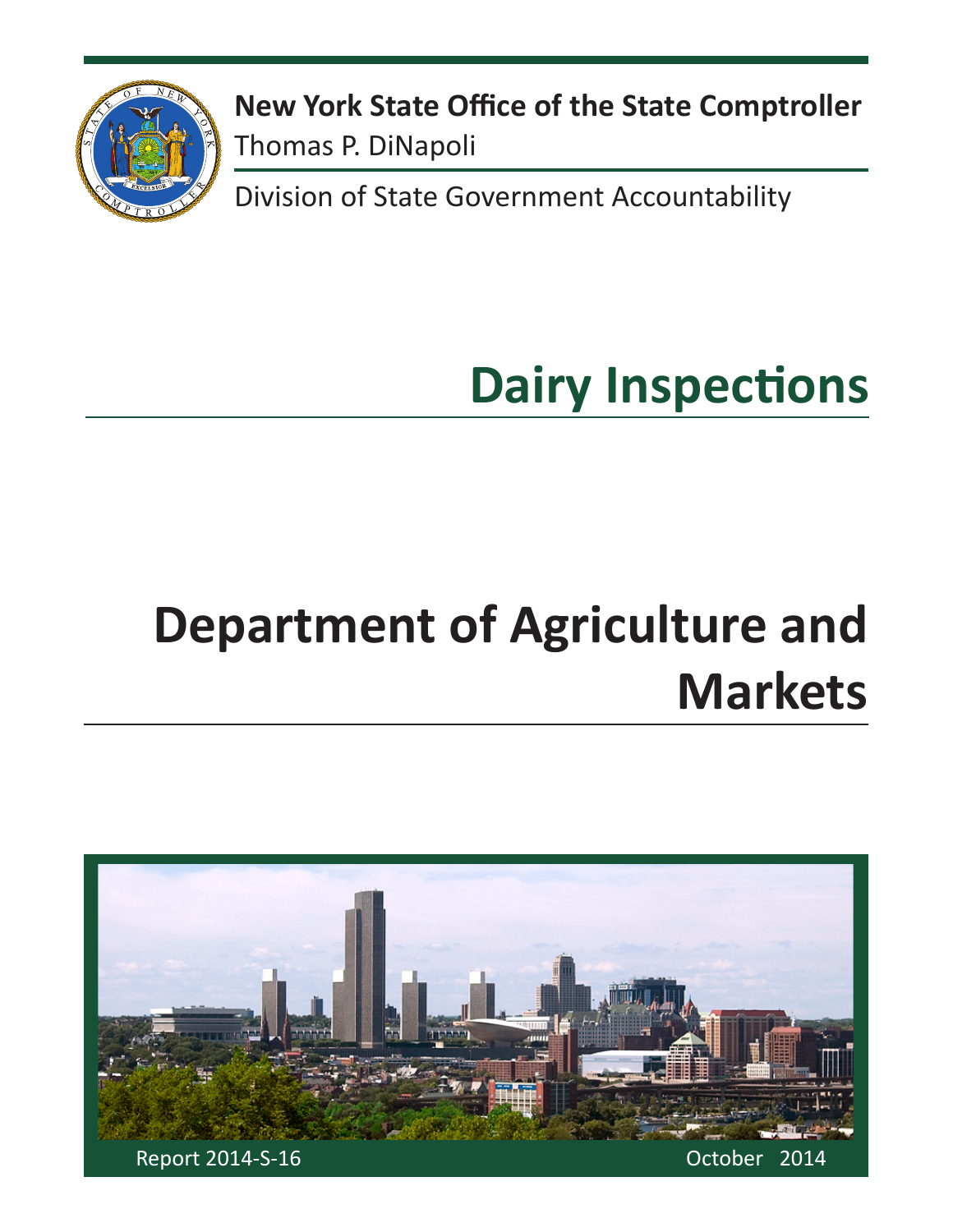**New York State Office of the State Comptroller**

Thomas P. DiNapoli

Division of State Government Accountability

# Dairy Inspections

# Department of Agriculture and Markets

Report 2014-S-16

October 2014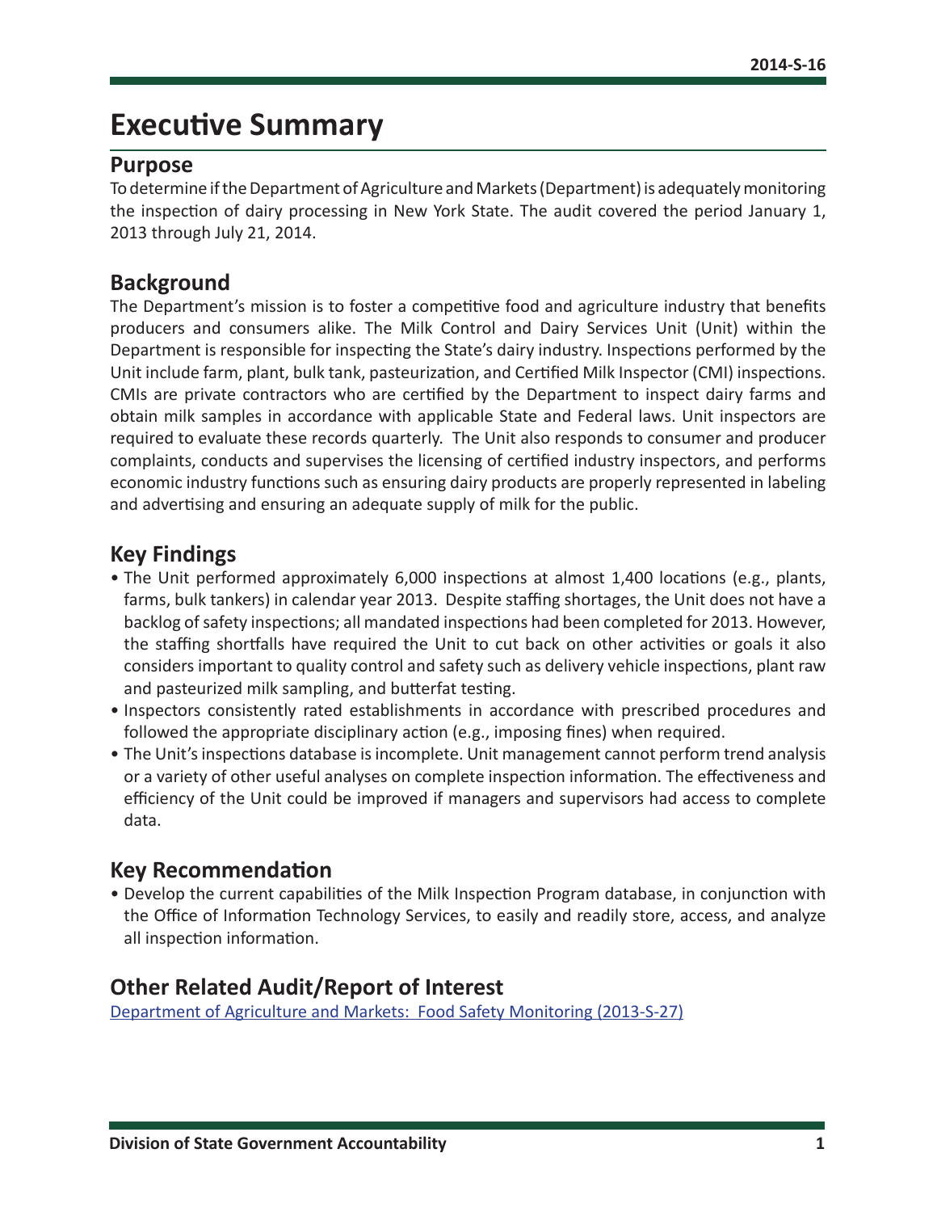# Executive Summary

## Purpose

To determine if the Department of Agriculture and Markets (Department) is adequately monitoring the inspection of dairy processing in New York State. The audit covered the period January 1, 2013 through July 21, 2014.

## Background

The Department's mission is to foster a competitive food and agriculture industry that benefits producers and consumers alike. The Milk Control and Dairy Services Unit (Unit) within the Department is responsible for inspecting the State's dairy industry. Inspections performed by the Unit include farm, plant, bulk tank, pasteurization, and Certified Milk Inspector (CMI) inspections. CMIs are private contractors who are certified by the Department to inspect dairy farms and obtain milk samples in accordance with applicable State and Federal laws. Unit inspectors are required to evaluate these records quarterly. The Unit also responds to consumer and producer complaints, conducts and supervises the licensing of certified industry inspectors, and performs economic industry functions such as ensuring dairy products are properly represented in labeling and advertising and ensuring an adequate supply of milk for the public.

## Key Findings

- The Unit performed approximately 6,000 inspections at almost 1,400 locations (e.g., plants, farms, bulk tankers) in calendar year 2013. Despite staffing shortages, the Unit does not have a backlog of safety inspections; all mandated inspections had been completed for 2013. However, the staffing shortfalls have required the Unit to cut back on other activities or goals it also considers important to quality control and safety such as delivery vehicle inspections, plant raw and pasteurized milk sampling, and butterfat testing.
- Inspectors consistently rated establishments in accordance with prescribed procedures and followed the appropriate disciplinary action (e.g., imposing fines) when required.
- The Unit's inspections database is incomplete. Unit management cannot perform trend analysis or a variety of other useful analyses on complete inspection information. The effectiveness and efficiency of the Unit could be improved if managers and supervisors had access to complete data.

## Key Recommendation

- Develop the current capabilities of the Milk Inspection Program database, in conjunction with the Office of Information Technology Services, to easily and readily store, access, and analyze all inspection information.

## Other Related Audit/Report of Interest

Department of Agriculture and Markets: Food Safety Monitoring (2013-S-27)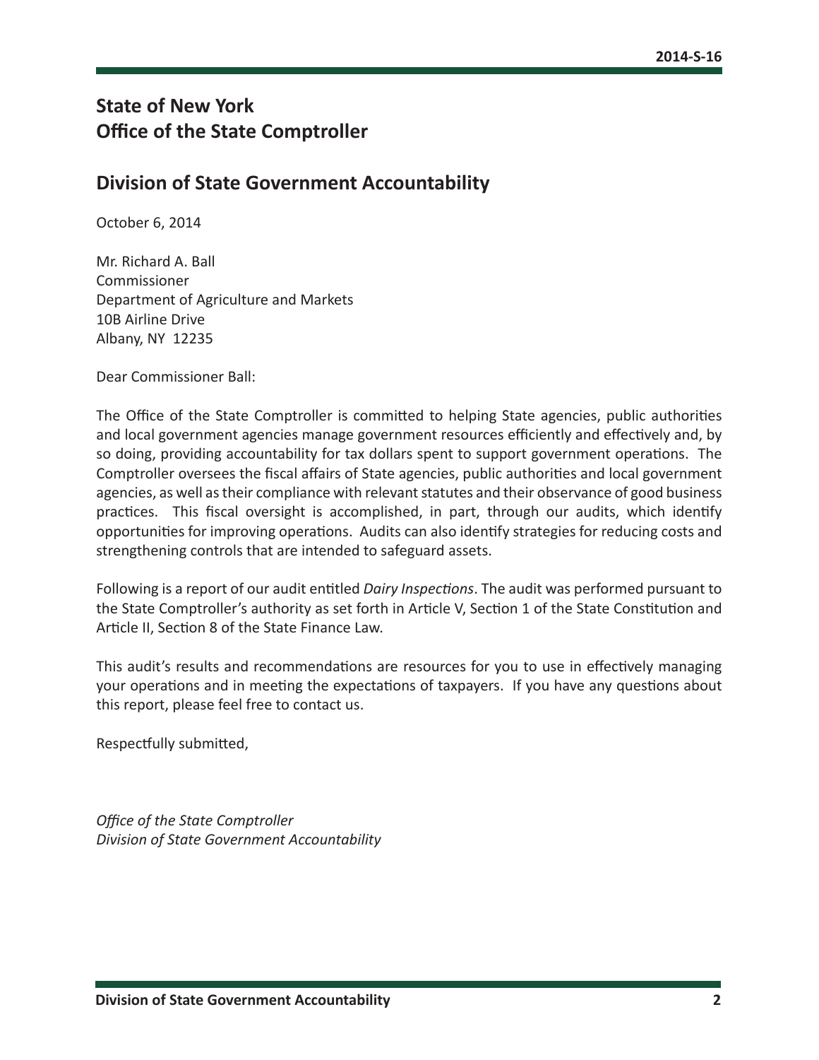# State of New York
# Office of the State Comptroller

## Division of State Government Accountability

October 6, 2014

Mr. Richard A. Ball
Commissioner
Department of Agriculture and Markets
10B Airline Drive
Albany, NY 12235

Dear Commissioner Ball:

The Office of the State Comptroller is committed to helping State agencies, public authorities and local government agencies manage government resources efficiently and effectively and, by so doing, providing accountability for tax dollars spent to support government operations. The Comptroller oversees the fiscal affairs of State agencies, public authorities and local government agencies, as well as their compliance with relevant statutes and their observance of good business practices. This fiscal oversight is accomplished, in part, through our audits, which identify opportunities for improving operations. Audits can also identify strategies for reducing costs and strengthening controls that are intended to safeguard assets.

Following is a report of our audit entitled *Dairy Inspections*. The audit was performed pursuant to the State Comptroller's authority as set forth in Article V, Section 1 of the State Constitution and Article II, Section 8 of the State Finance Law.

This audit's results and recommendations are resources for you to use in effectively managing your operations and in meeting the expectations of taxpayers. If you have any questions about this report, please feel free to contact us.

Respectfully submitted,

*Office of the State Comptroller*
*Division of State Government Accountability*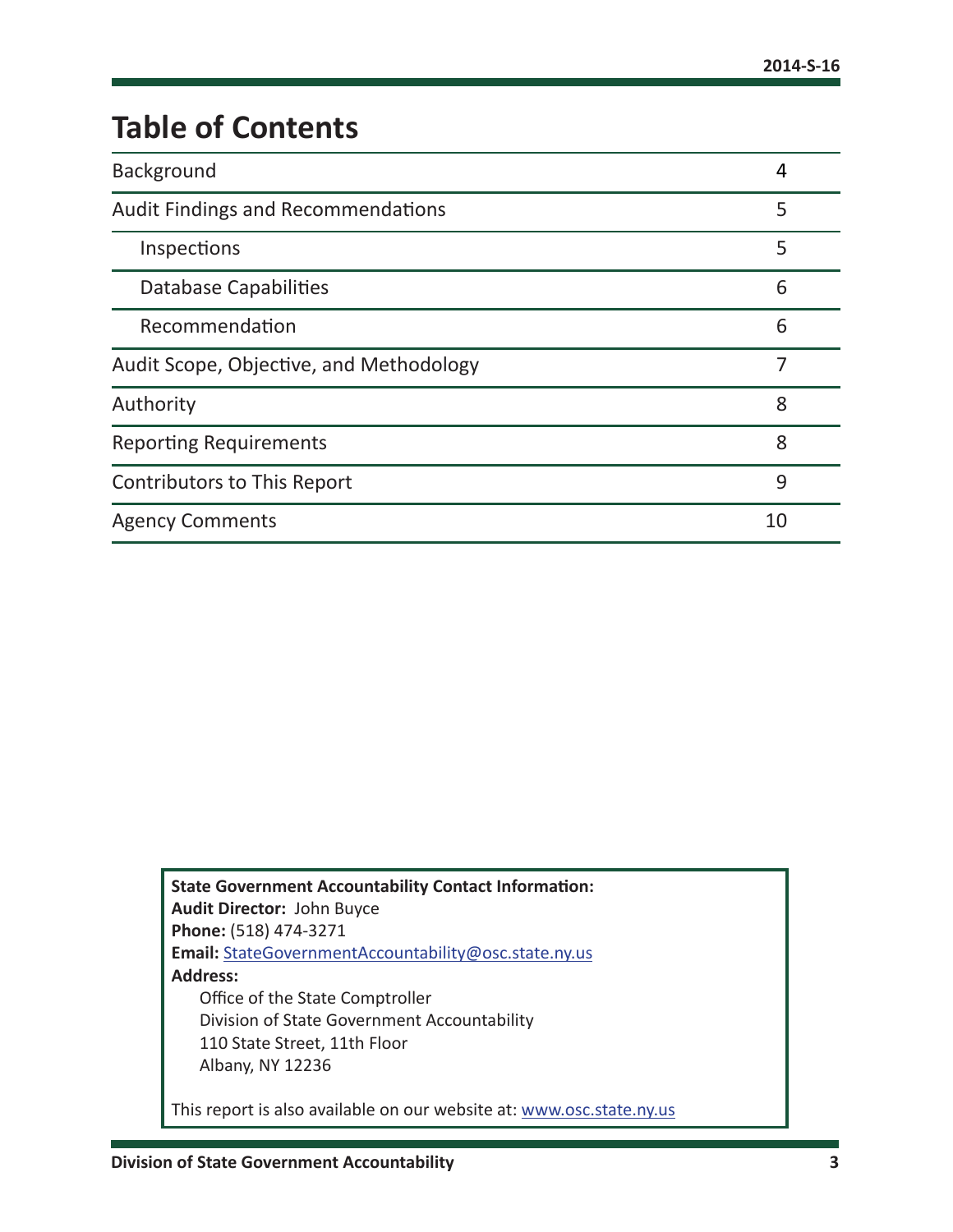# Table of Contents

| | |
|---|---|
| Background | 4 |
| Audit Findings and Recommendations | 5 |
| Inspections | 5 |
| Database Capabilities | 6 |
| Recommendation | 6 |
| Audit Scope, Objective, and Methodology | 7 |
| Authority | 8 |
| Reporting Requirements | 8 |
| Contributors to This Report | 9 |
| Agency Comments | 10 |

**State Government Accountability Contact Information:**
**Audit Director:** John Buyce
**Phone:** (518) 474-3271
**Email:** StateGovernmentAccountability@osc.state.ny.us
**Address:**
Office of the State Comptroller
Division of State Government Accountability
110 State Street, 11th Floor
Albany, NY 12236

This report is also available on our website at: www.osc.state.ny.us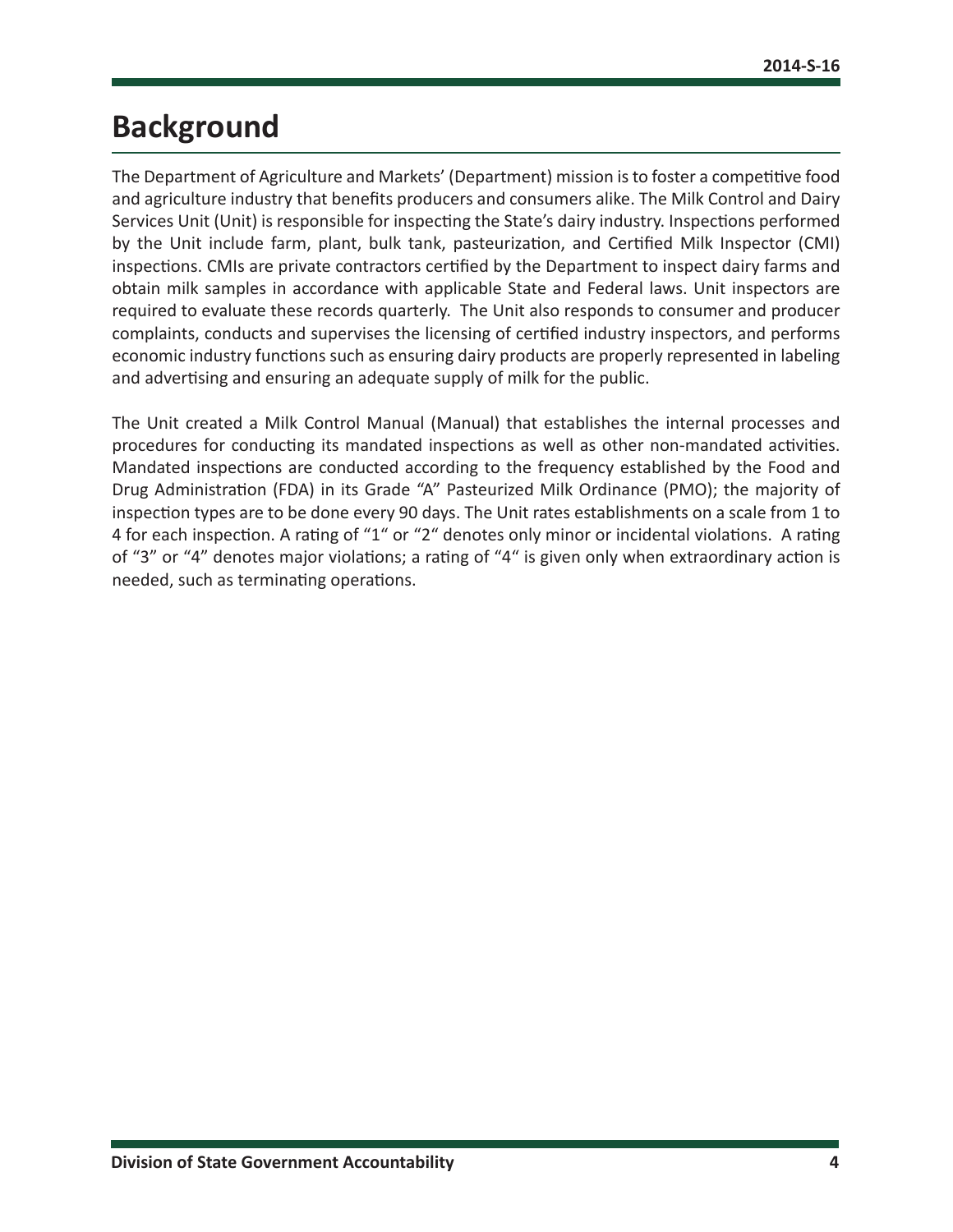# Background

The Department of Agriculture and Markets' (Department) mission is to foster a competitive food and agriculture industry that benefits producers and consumers alike. The Milk Control and Dairy Services Unit (Unit) is responsible for inspecting the State's dairy industry. Inspections performed by the Unit include farm, plant, bulk tank, pasteurization, and Certified Milk Inspector (CMI) inspections. CMIs are private contractors certified by the Department to inspect dairy farms and obtain milk samples in accordance with applicable State and Federal laws. Unit inspectors are required to evaluate these records quarterly. The Unit also responds to consumer and producer complaints, conducts and supervises the licensing of certified industry inspectors, and performs economic industry functions such as ensuring dairy products are properly represented in labeling and advertising and ensuring an adequate supply of milk for the public.

The Unit created a Milk Control Manual (Manual) that establishes the internal processes and procedures for conducting its mandated inspections as well as other non-mandated activities. Mandated inspections are conducted according to the frequency established by the Food and Drug Administration (FDA) in its Grade "A" Pasteurized Milk Ordinance (PMO); the majority of inspection types are to be done every 90 days. The Unit rates establishments on a scale from 1 to 4 for each inspection. A rating of "1" or "2" denotes only minor or incidental violations. A rating of "3" or "4" denotes major violations; a rating of "4" is given only when extraordinary action is needed, such as terminating operations.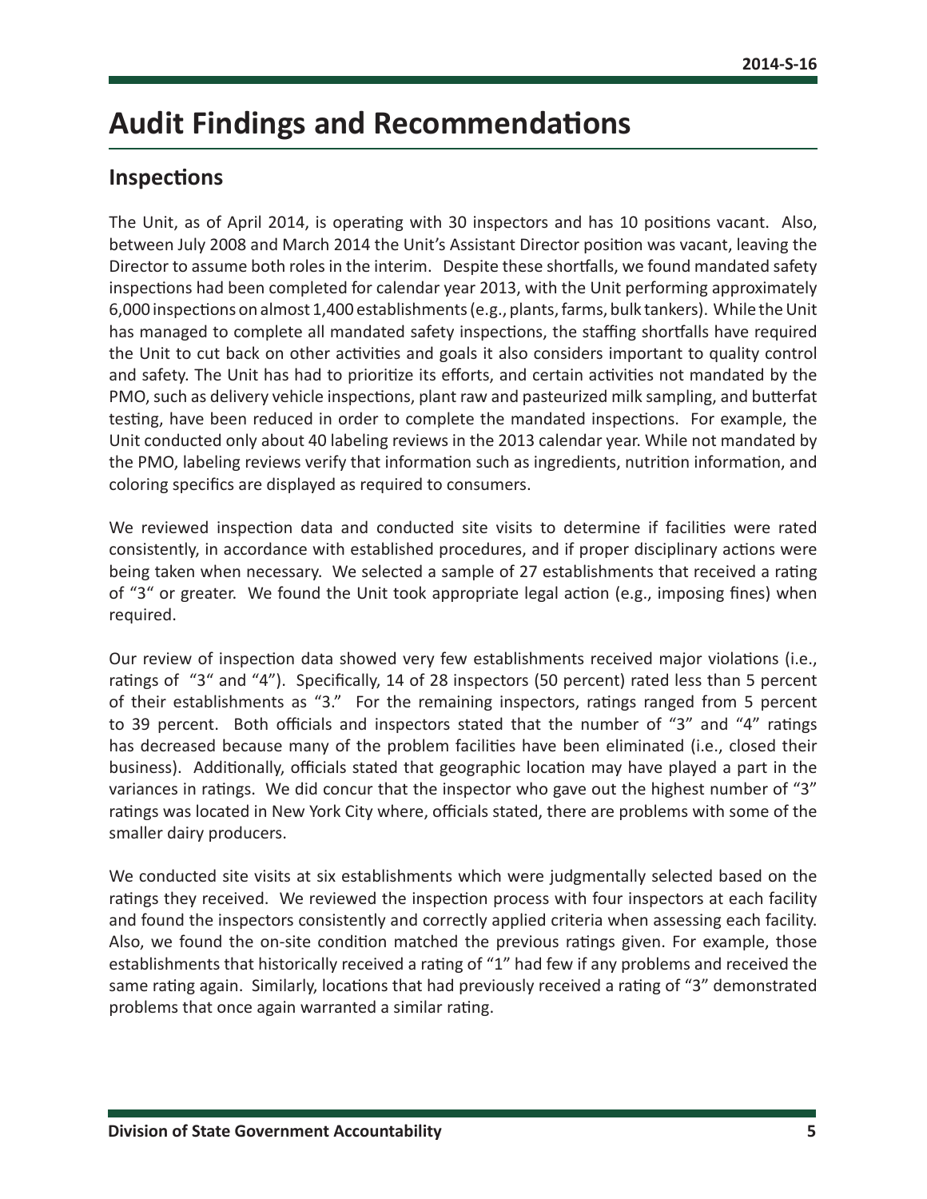# Audit Findings and Recommendations

## Inspections

The Unit, as of April 2014, is operating with 30 inspectors and has 10 positions vacant. Also, between July 2008 and March 2014 the Unit's Assistant Director position was vacant, leaving the Director to assume both roles in the interim. Despite these shortfalls, we found mandated safety inspections had been completed for calendar year 2013, with the Unit performing approximately 6,000 inspections on almost 1,400 establishments (e.g., plants, farms, bulk tankers). While the Unit has managed to complete all mandated safety inspections, the staffing shortfalls have required the Unit to cut back on other activities and goals it also considers important to quality control and safety. The Unit has had to prioritize its efforts, and certain activities not mandated by the PMO, such as delivery vehicle inspections, plant raw and pasteurized milk sampling, and butterfat testing, have been reduced in order to complete the mandated inspections. For example, the Unit conducted only about 40 labeling reviews in the 2013 calendar year. While not mandated by the PMO, labeling reviews verify that information such as ingredients, nutrition information, and coloring specifics are displayed as required to consumers.

We reviewed inspection data and conducted site visits to determine if facilities were rated consistently, in accordance with established procedures, and if proper disciplinary actions were being taken when necessary. We selected a sample of 27 establishments that received a rating of "3" or greater. We found the Unit took appropriate legal action (e.g., imposing fines) when required.

Our review of inspection data showed very few establishments received major violations (i.e., ratings of "3" and "4"). Specifically, 14 of 28 inspectors (50 percent) rated less than 5 percent of their establishments as "3." For the remaining inspectors, ratings ranged from 5 percent to 39 percent. Both officials and inspectors stated that the number of "3" and "4" ratings has decreased because many of the problem facilities have been eliminated (i.e., closed their business). Additionally, officials stated that geographic location may have played a part in the variances in ratings. We did concur that the inspector who gave out the highest number of "3" ratings was located in New York City where, officials stated, there are problems with some of the smaller dairy producers.

We conducted site visits at six establishments which were judgmentally selected based on the ratings they received. We reviewed the inspection process with four inspectors at each facility and found the inspectors consistently and correctly applied criteria when assessing each facility. Also, we found the on-site condition matched the previous ratings given. For example, those establishments that historically received a rating of "1" had few if any problems and received the same rating again. Similarly, locations that had previously received a rating of "3" demonstrated problems that once again warranted a similar rating.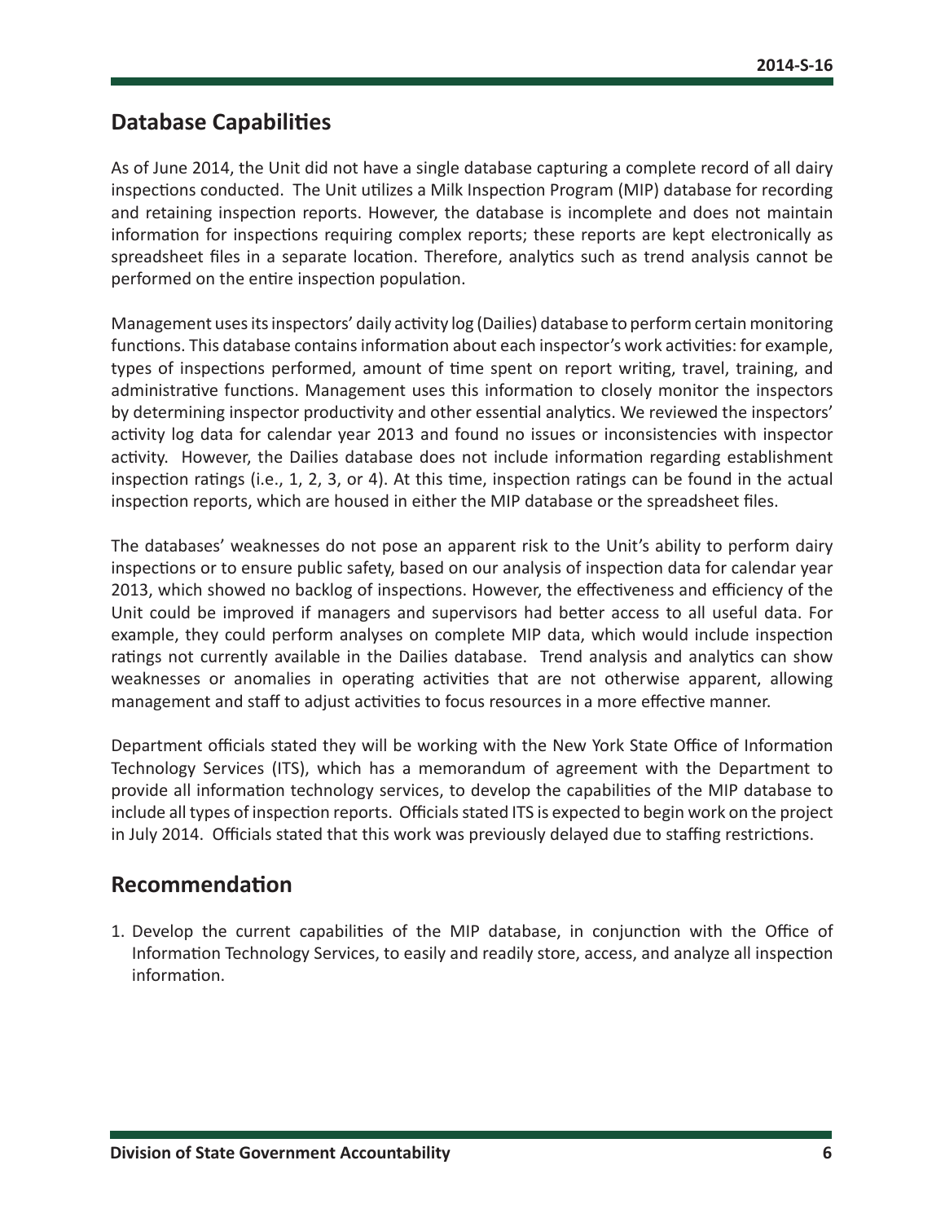## Database Capabilities

As of June 2014, the Unit did not have a single database capturing a complete record of all dairy inspections conducted. The Unit utilizes a Milk Inspection Program (MIP) database for recording and retaining inspection reports. However, the database is incomplete and does not maintain information for inspections requiring complex reports; these reports are kept electronically as spreadsheet files in a separate location. Therefore, analytics such as trend analysis cannot be performed on the entire inspection population.

Management uses its inspectors' daily activity log (Dailies) database to perform certain monitoring functions. This database contains information about each inspector's work activities: for example, types of inspections performed, amount of time spent on report writing, travel, training, and administrative functions. Management uses this information to closely monitor the inspectors by determining inspector productivity and other essential analytics. We reviewed the inspectors' activity log data for calendar year 2013 and found no issues or inconsistencies with inspector activity. However, the Dailies database does not include information regarding establishment inspection ratings (i.e., 1, 2, 3, or 4). At this time, inspection ratings can be found in the actual inspection reports, which are housed in either the MIP database or the spreadsheet files.

The databases' weaknesses do not pose an apparent risk to the Unit's ability to perform dairy inspections or to ensure public safety, based on our analysis of inspection data for calendar year 2013, which showed no backlog of inspections. However, the effectiveness and efficiency of the Unit could be improved if managers and supervisors had better access to all useful data. For example, they could perform analyses on complete MIP data, which would include inspection ratings not currently available in the Dailies database. Trend analysis and analytics can show weaknesses or anomalies in operating activities that are not otherwise apparent, allowing management and staff to adjust activities to focus resources in a more effective manner.

Department officials stated they will be working with the New York State Office of Information Technology Services (ITS), which has a memorandum of agreement with the Department to provide all information technology services, to develop the capabilities of the MIP database to include all types of inspection reports. Officials stated ITS is expected to begin work on the project in July 2014. Officials stated that this work was previously delayed due to staffing restrictions.

## Recommendation

1. Develop the current capabilities of the MIP database, in conjunction with the Office of Information Technology Services, to easily and readily store, access, and analyze all inspection information.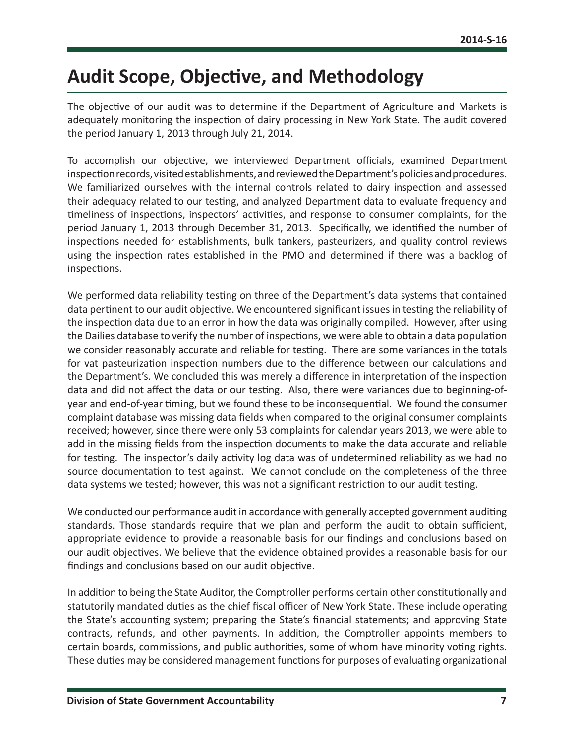# Audit Scope, Objective, and Methodology

The objective of our audit was to determine if the Department of Agriculture and Markets is adequately monitoring the inspection of dairy processing in New York State. The audit covered the period January 1, 2013 through July 21, 2014.

To accomplish our objective, we interviewed Department officials, examined Department inspection records, visited establishments, and reviewed the Department's policies and procedures. We familiarized ourselves with the internal controls related to dairy inspection and assessed their adequacy related to our testing, and analyzed Department data to evaluate frequency and timeliness of inspections, inspectors' activities, and response to consumer complaints, for the period January 1, 2013 through December 31, 2013. Specifically, we identified the number of inspections needed for establishments, bulk tankers, pasteurizers, and quality control reviews using the inspection rates established in the PMO and determined if there was a backlog of inspections.

We performed data reliability testing on three of the Department's data systems that contained data pertinent to our audit objective. We encountered significant issues in testing the reliability of the inspection data due to an error in how the data was originally compiled. However, after using the Dailies database to verify the number of inspections, we were able to obtain a data population we consider reasonably accurate and reliable for testing. There are some variances in the totals for vat pasteurization inspection numbers due to the difference between our calculations and the Department's. We concluded this was merely a difference in interpretation of the inspection data and did not affect the data or our testing. Also, there were variances due to beginning-of-year and end-of-year timing, but we found these to be inconsequential. We found the consumer complaint database was missing data fields when compared to the original consumer complaints received; however, since there were only 53 complaints for calendar years 2013, we were able to add in the missing fields from the inspection documents to make the data accurate and reliable for testing. The inspector's daily activity log data was of undetermined reliability as we had no source documentation to test against. We cannot conclude on the completeness of the three data systems we tested; however, this was not a significant restriction to our audit testing.

We conducted our performance audit in accordance with generally accepted government auditing standards. Those standards require that we plan and perform the audit to obtain sufficient, appropriate evidence to provide a reasonable basis for our findings and conclusions based on our audit objectives. We believe that the evidence obtained provides a reasonable basis for our findings and conclusions based on our audit objective.

In addition to being the State Auditor, the Comptroller performs certain other constitutionally and statutorily mandated duties as the chief fiscal officer of New York State. These include operating the State's accounting system; preparing the State's financial statements; and approving State contracts, refunds, and other payments. In addition, the Comptroller appoints members to certain boards, commissions, and public authorities, some of whom have minority voting rights. These duties may be considered management functions for purposes of evaluating organizational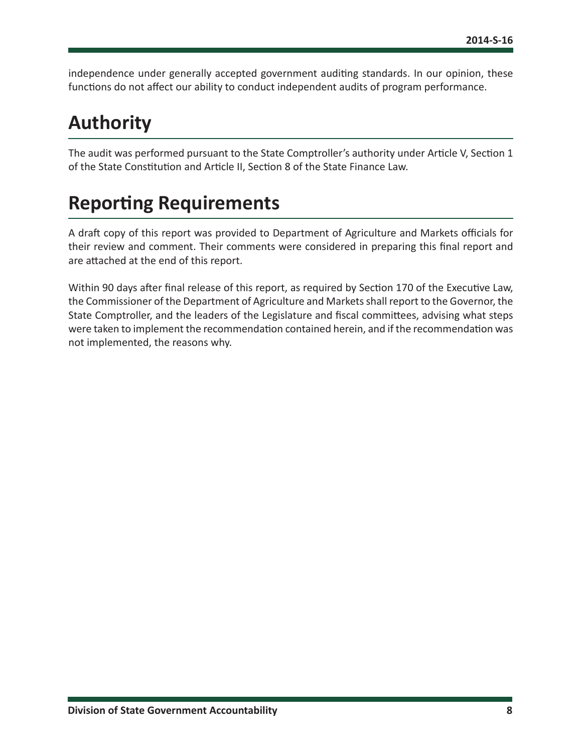independence under generally accepted government auditing standards. In our opinion, these functions do not affect our ability to conduct independent audits of program performance.

## Authority

The audit was performed pursuant to the State Comptroller's authority under Article V, Section 1 of the State Constitution and Article II, Section 8 of the State Finance Law.

## Reporting Requirements

A draft copy of this report was provided to Department of Agriculture and Markets officials for their review and comment. Their comments were considered in preparing this final report and are attached at the end of this report.

Within 90 days after final release of this report, as required by Section 170 of the Executive Law, the Commissioner of the Department of Agriculture and Markets shall report to the Governor, the State Comptroller, and the leaders of the Legislature and fiscal committees, advising what steps were taken to implement the recommendation contained herein, and if the recommendation was not implemented, the reasons why.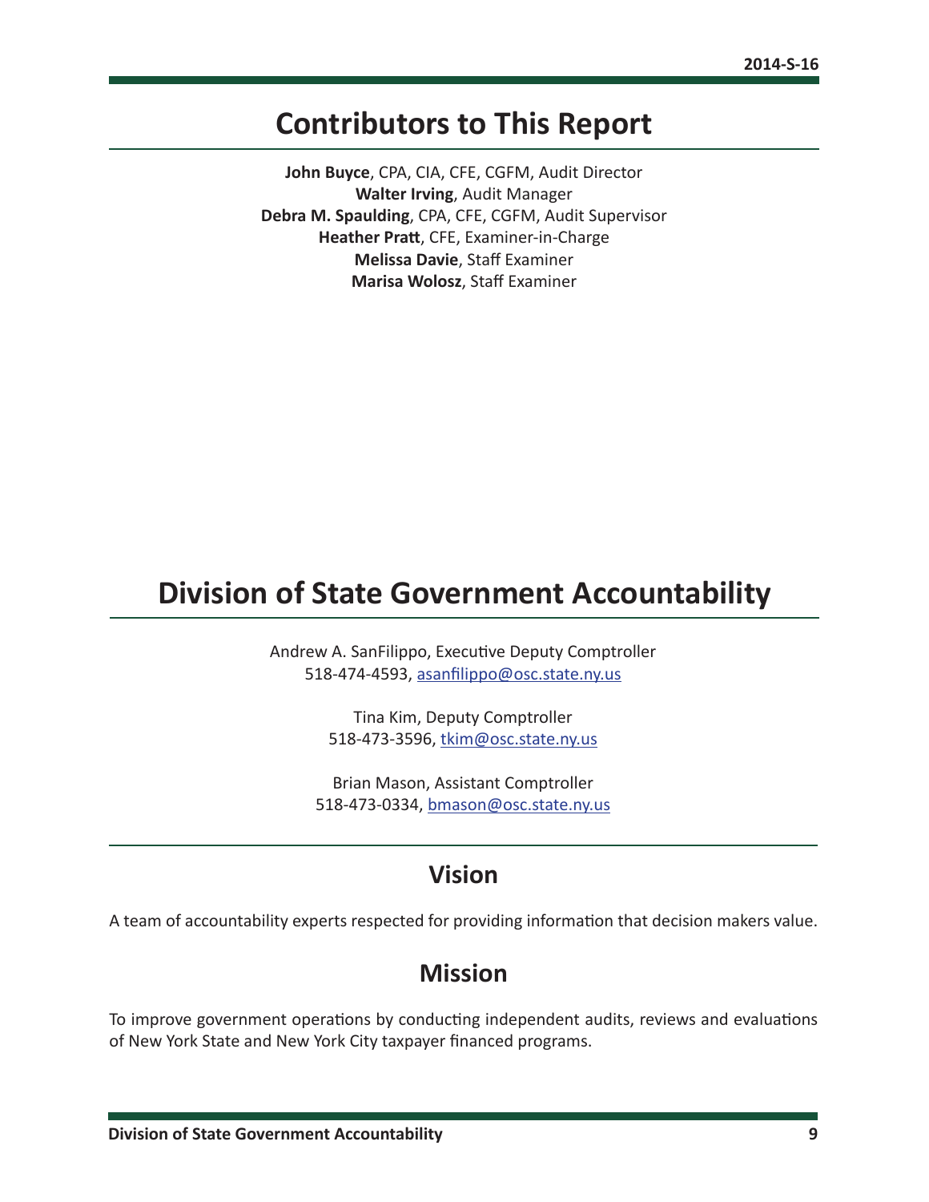# Contributors to This Report

**John Buyce**, CPA, CIA, CFE, CGFM, Audit Director
**Walter Irving**, Audit Manager
**Debra M. Spaulding**, CPA, CFE, CGFM, Audit Supervisor
**Heather Pratt**, CFE, Examiner-in-Charge
**Melissa Davie**, Staff Examiner
**Marisa Wolosz**, Staff Examiner

# Division of State Government Accountability

Andrew A. SanFilippo, Executive Deputy Comptroller
518-474-4593, asanfilippo@osc.state.ny.us

Tina Kim, Deputy Comptroller
518-473-3596, tkim@osc.state.ny.us

Brian Mason, Assistant Comptroller
518-473-0334, bmason@osc.state.ny.us

## Vision

A team of accountability experts respected for providing information that decision makers value.

## Mission

To improve government operations by conducting independent audits, reviews and evaluations of New York State and New York City taxpayer financed programs.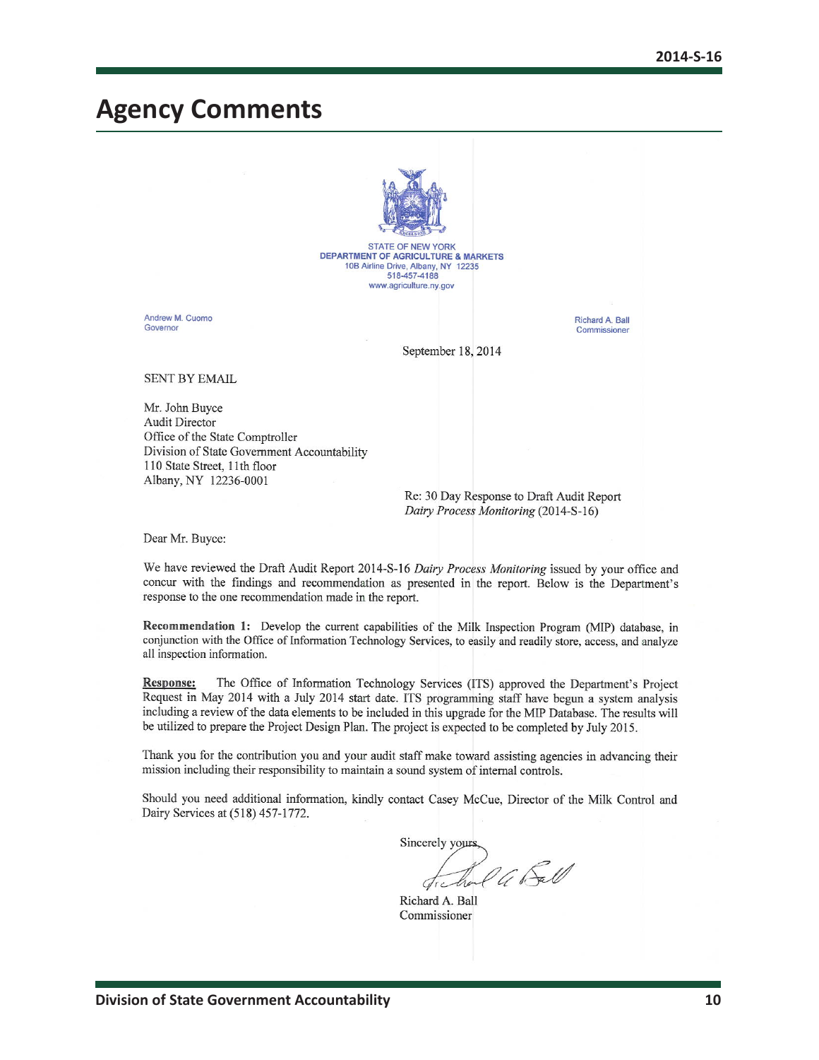# Agency Comments

STATE OF NEW YORK
DEPARTMENT OF AGRICULTURE & MARKETS
10B Airline Drive, Albany, NY 12235
518-457-4188
www.agriculture.ny.gov

Andrew M. Cuomo
Governor

Richard A. Ball
Commissioner

September 18, 2014

SENT BY EMAIL

Mr. John Buyce
Audit Director
Office of the State Comptroller
Division of State Government Accountability
110 State Street, 11th floor
Albany, NY 12236-0001

Re: 30 Day Response to Draft Audit Report
*Dairy Process Monitoring* (2014-S-16)

Dear Mr. Buyce:

We have reviewed the Draft Audit Report 2014-S-16 *Dairy Process Monitoring* issued by your office and concur with the findings and recommendation as presented in the report. Below is the Department's response to the one recommendation made in the report.

**Recommendation 1:** Develop the current capabilities of the Milk Inspection Program (MIP) database, in conjunction with the Office of Information Technology Services, to easily and readily store, access, and analyze all inspection information.

**Response:** The Office of Information Technology Services (ITS) approved the Department's Project Request in May 2014 with a July 2014 start date. ITS programming staff have begun a system analysis including a review of the data elements to be included in this upgrade for the MIP Database. The results will be utilized to prepare the Project Design Plan. The project is expected to be completed by July 2015.

Thank you for the contribution you and your audit staff make toward assisting agencies in advancing their mission including their responsibility to maintain a sound system of internal controls.

Should you need additional information, kindly contact Casey McCue, Director of the Milk Control and Dairy Services at (518) 457-1772.

Sincerely yours,

Richard A. Ball
Commissioner